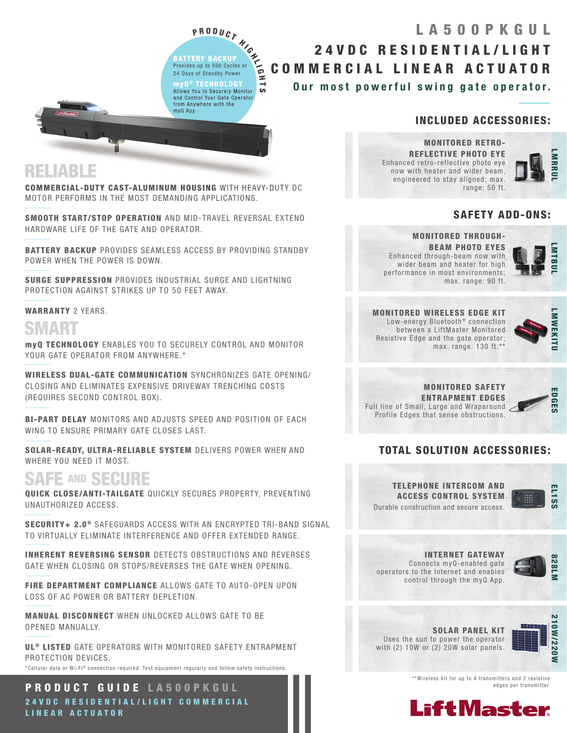# LA500PKGUL

## 24VDC RESIDENTIAL/LIGHT COMMERCIAL LINEAR ACTUATOR

**Our most powerful swing gate operator.**

### PRODUCT HIGHLIGHTS

**BATTERY BACKUP**
Provides up to 500 Cycles or 24 Days of Standby Power

**myQ® TECHNOLOGY**
Allows You to Securely Monitor and Control Your Gate Operator from Anywhere with the myQ App

## RELIABLE

**COMMERCIAL-DUTY CAST-ALUMINUM HOUSING** WITH HEAVY-DUTY DC MOTOR PERFORMS IN THE MOST DEMANDING APPLICATIONS.

**SMOOTH START/STOP OPERATION** AND MID-TRAVEL REVERSAL EXTEND HARDWARE LIFE OF THE GATE AND OPERATOR.

**BATTERY BACKUP** PROVIDES SEAMLESS ACCESS BY PROVIDING STANDBY POWER WHEN THE POWER IS DOWN.

**SURGE SUPPRESSION** PROVIDES INDUSTRIAL SURGE AND LIGHTNING PROTECTION AGAINST STRIKES UP TO 50 FEET AWAY.

**WARRANTY** 2 YEARS.

## SMART

**myQ TECHNOLOGY** ENABLES YOU TO SECURELY CONTROL AND MONITOR YOUR GATE OPERATOR FROM ANYWHERE.*

**WIRELESS DUAL-GATE COMMUNICATION** SYNCHRONIZES GATE OPENING/CLOSING AND ELIMINATES EXPENSIVE DRIVEWAY TRENCHING COSTS (REQUIRES SECOND CONTROL BOX).

**BI-PART DELAY** MONITORS AND ADJUSTS SPEED AND POSITION OF EACH WING TO ENSURE PRIMARY GATE CLOSES LAST.

**SOLAR-READY, ULTRA-RELIABLE SYSTEM** DELIVERS POWER WHEN AND WHERE YOU NEED IT MOST.

## SAFE AND SECURE

**QUICK CLOSE/ANTI-TAILGATE** QUICKLY SECURES PROPERTY, PREVENTING UNAUTHORIZED ACCESS.

**SECURITY+ 2.0®** SAFEGUARDS ACCESS WITH AN ENCRYPTED TRI-BAND SIGNAL TO VIRTUALLY ELIMINATE INTERFERENCE AND OFFER EXTENDED RANGE.

**INHERENT REVERSING SENSOR** DETECTS OBSTRUCTIONS AND REVERSES GATE WHEN CLOSING OR STOPS/REVERSES THE GATE WHEN OPENING.

**FIRE DEPARTMENT COMPLIANCE** ALLOWS GATE TO AUTO-OPEN UPON LOSS OF AC POWER OR BATTERY DEPLETION.

**MANUAL DISCONNECT** WHEN UNLOCKED ALLOWS GATE TO BE OPENED MANUALLY.

**UL® LISTED** GATE OPERATORS WITH MONITORED SAFETY ENTRAPMENT PROTECTION DEVICES.

*Cellular data or Wi-Fi® connection required. Test equipment regularly and follow safety instructions.

## INCLUDED ACCESSORIES:

**MONITORED RETRO-REFLECTIVE PHOTO EYE** (LMRRUL)
Enhanced retro-reflective photo eye now with heater and wider beam, engineered to stay aligned; max. range: 50 ft.

## SAFETY ADD-ONS:

**MONITORED THROUGH-BEAM PHOTO EYES** (LMTBUL)
Enhanced through-beam now with wider beam and heater for high performance in most environments; max. range: 90 ft.

**MONITORED WIRELESS EDGE KIT** (LMWEKITU)
Low-energy Bluetooth® connection between a LiftMaster Monitored Resistive Edge and the gate operator; max. range: 130 ft.**

**MONITORED SAFETY ENTRAPMENT EDGES** (EDGES)
Full line of Small, Large and Wraparound Profile Edges that sense obstructions.

## TOTAL SOLUTION ACCESSORIES:

**TELEPHONE INTERCOM AND ACCESS CONTROL SYSTEM** (EL1SS)
Durable construction and secure access.

**INTERNET GATEWAY** (828LM)
Connects myQ-enabled gate operators to the Internet and enables control through the myQ App.

**SOLAR PANEL KIT** (210W/220W)
Uses the sun to power the operator with (2) 10W or (2) 20W solar panels.

**Wireless kit for up to 4 transmitters and 2 resistive edges per transmitter.

LiftMaster

**PRODUCT GUIDE** LA500PKGUL
24VDC RESIDENTIAL/LIGHT COMMERCIAL LINEAR ACTUATOR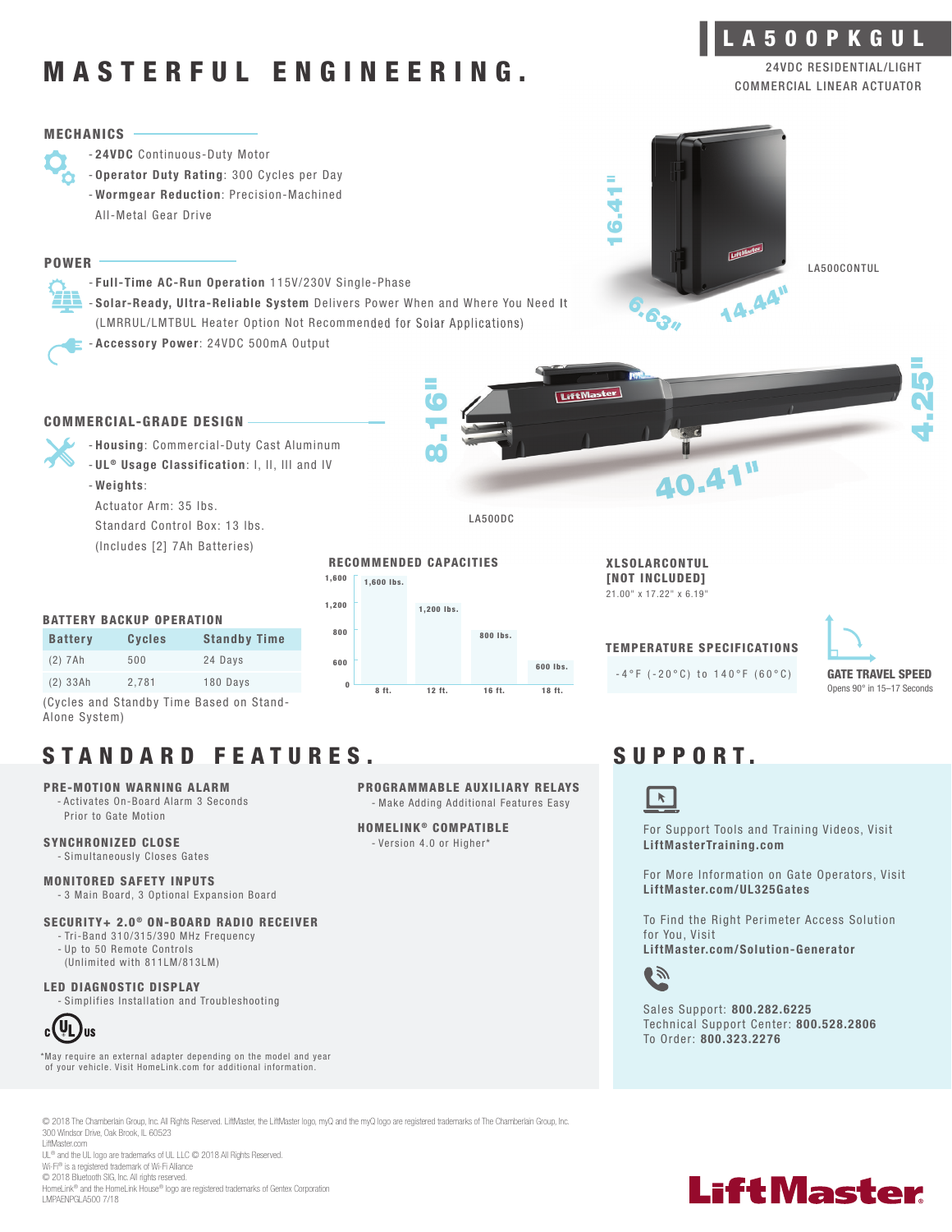# MASTERFUL ENGINEERING.

**LA500PKGUL**

24VDC RESIDENTIAL/LIGHT COMMERCIAL LINEAR ACTUATOR

## MECHANICS

- **24VDC** Continuous-Duty Motor
- **Operator Duty Rating**: 300 Cycles per Day
- **Wormgear Reduction**: Precision-Machined All-Metal Gear Drive

## POWER

- **Full-Time AC-Run Operation** 115V/230V Single-Phase
- **Solar-Ready, Ultra-Reliable System** Delivers Power When and Where You Need It (LMRRUL/LMTBUL Heater Option Not Recommended for Solar Applications)
- **Accessory Power**: 24VDC 500mA Output

16.41"
6.63"
14.44"
LA500CONTUL

## COMMERCIAL-GRADE DESIGN

- **Housing**: Commercial-Duty Cast Aluminum
- **UL® Usage Classification**: I, II, III and IV
- **Weights**:
  Actuator Arm: 35 lbs.
  Standard Control Box: 13 lbs.
  (Includes [2] 7Ah Batteries)

8.16"
4.25"
40.41"
LA500DC

## BATTERY BACKUP OPERATION

| Battery | Cycles | Standby Time |
|---|---|---|
| (2) 7Ah | 500 | 24 Days |
| (2) 33Ah | 2,781 | 180 Days |

(Cycles and Standby Time Based on Stand-Alone System)

## RECOMMENDED CAPACITIES

1,600
1,200
800
600
0
1,600 lbs. — 8 ft.
1,200 lbs. — 12 ft.
800 lbs. — 16 ft.
600 lbs. — 18 ft.

## XLSOLARCONTUL [NOT INCLUDED]

21.00" x 17.22" x 6.19"

## TEMPERATURE SPECIFICATIONS

-4°F (-20°C) to 140°F (60°C)

**GATE TRAVEL SPEED**
Opens 90° in 15–17 Seconds

# STANDARD FEATURES.

**PRE-MOTION WARNING ALARM**
- Activates On-Board Alarm 3 Seconds Prior to Gate Motion

**SYNCHRONIZED CLOSE**
- Simultaneously Closes Gates

**MONITORED SAFETY INPUTS**
- 3 Main Board, 3 Optional Expansion Board

**SECURITY+ 2.0® ON-BOARD RADIO RECEIVER**
- Tri-Band 310/315/390 MHz Frequency
- Up to 50 Remote Controls (Unlimited with 811LM/813LM)

**LED DIAGNOSTIC DISPLAY**
- Simplifies Installation and Troubleshooting

**PROGRAMMABLE AUXILIARY RELAYS**
- Make Adding Additional Features Easy

**HOMELINK® COMPATIBLE**
- Version 4.0 or Higher*

*May require an external adapter depending on the model and year of your vehicle. Visit HomeLink.com for additional information.

# SUPPORT.

For Support Tools and Training Videos, Visit **LiftMasterTraining.com**

For More Information on Gate Operators, Visit **LiftMaster.com/UL325Gates**

To Find the Right Perimeter Access Solution for You, Visit **LiftMaster.com/Solution-Generator**

Sales Support: **800.282.6225**
Technical Support Center: **800.528.2806**
To Order: **800.323.2276**

© 2018 The Chamberlain Group, Inc. All Rights Reserved. LiftMaster, the LiftMaster logo, myQ and the myQ logo are registered trademarks of The Chamberlain Group, Inc.
300 Windsor Drive, Oak Brook, IL 60523
LiftMaster.com
UL® and the UL logo are trademarks of UL LLC © 2018 All Rights Reserved.
Wi-Fi® is a registered trademark of Wi-Fi Alliance
© 2018 Bluetooth SIG, Inc. All rights reserved.
HomeLink® and the HomeLink House® logo are registered trademarks of Gentex Corporation
LMPAENPGLA500 7/18

LiftMaster